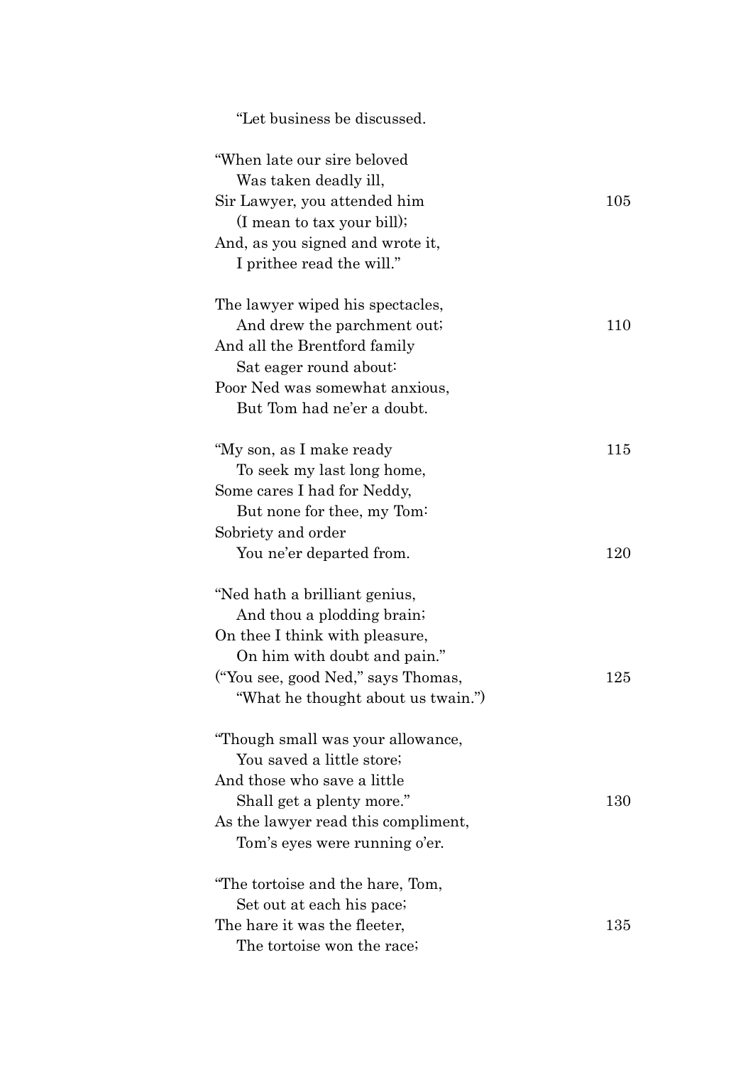"Let business be discussed.

"When late our sire beloved  
  Was taken deadly ill,  
Sir Lawyer, you attended him  105  
  (I mean to tax your bill);  
And, as you signed and wrote it,  
  I prithee read the will."

The lawyer wiped his spectacles,  
  And drew the parchment out;  110  
And all the Brentford family  
  Sat eager round about:  
Poor Ned was somewhat anxious,  
  But Tom had ne'er a doubt.

"My son, as I make ready  115  
  To seek my last long home,  
Some cares I had for Neddy,  
  But none for thee, my Tom:  
Sobriety and order  
  You ne'er departed from.  120

"Ned hath a brilliant genius,  
  And thou a plodding brain;  
On thee I think with pleasure,  
  On him with doubt and pain."  
("You see, good Ned," says Thomas,  125  
  "What he thought about us twain.")

"Though small was your allowance,  
  You saved a little store;  
And those who save a little  
  Shall get a plenty more."  130  
As the lawyer read this compliment,  
  Tom's eyes were running o'er.

"The tortoise and the hare, Tom,  
  Set out at each his pace;  
The hare it was the fleeter,  135  
  The tortoise won the race;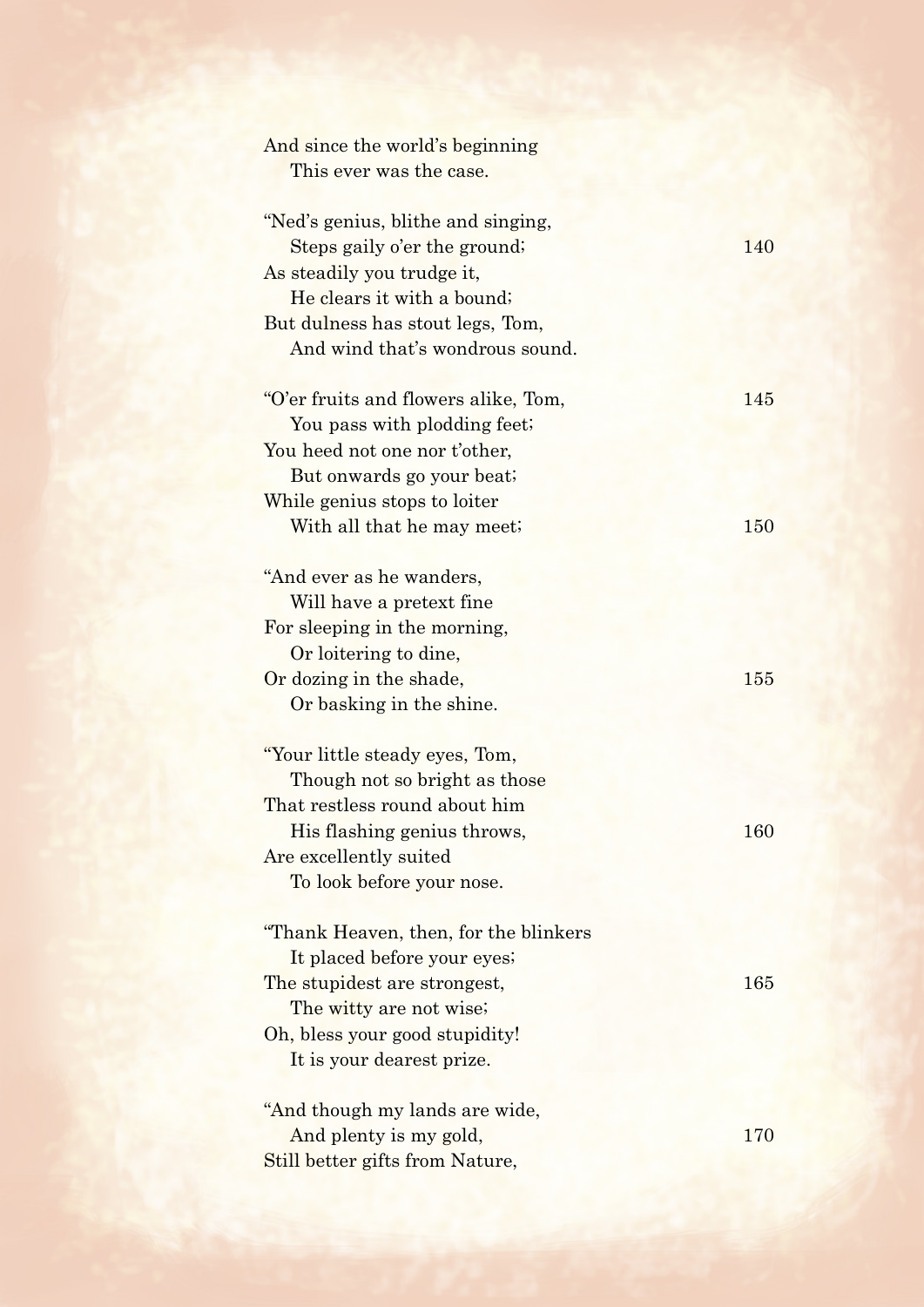And since the world's beginning
  This ever was the case.

"Ned's genius, blithe and singing,
  Steps gaily o'er the ground; 140
As steadily you trudge it,
  He clears it with a bound;
But dulness has stout legs, Tom,
  And wind that's wondrous sound.

"O'er fruits and flowers alike, Tom, 145
  You pass with plodding feet;
You heed not one nor t'other,
  But onwards go your beat;
While genius stops to loiter
  With all that he may meet; 150

"And ever as he wanders,
  Will have a pretext fine
For sleeping in the morning,
  Or loitering to dine,
Or dozing in the shade, 155
  Or basking in the shine.

"Your little steady eyes, Tom,
  Though not so bright as those
That restless round about him
  His flashing genius throws, 160
Are excellently suited
  To look before your nose.

"Thank Heaven, then, for the blinkers
  It placed before your eyes;
The stupidest are strongest, 165
  The witty are not wise;
Oh, bless your good stupidity!
  It is your dearest prize.

"And though my lands are wide,
  And plenty is my gold, 170
Still better gifts from Nature,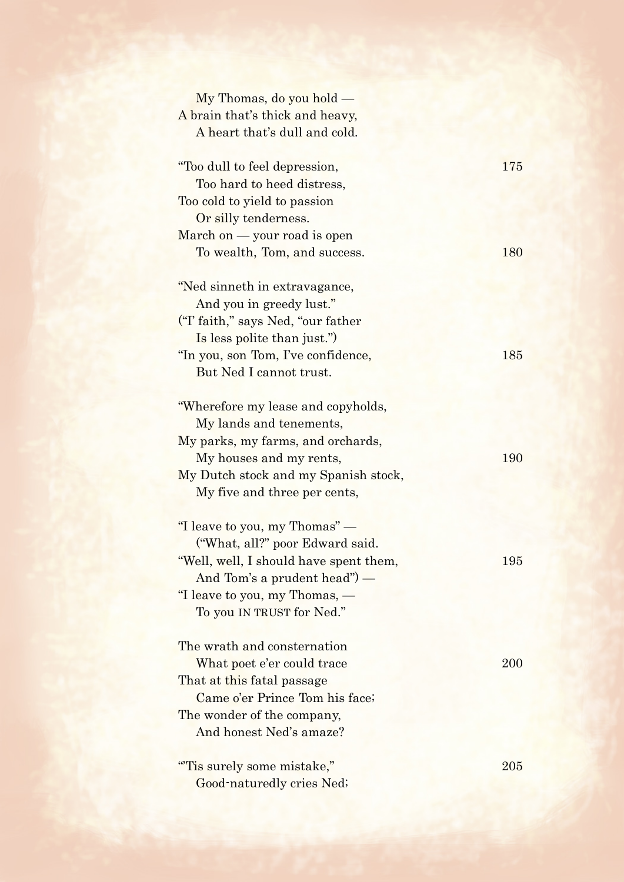My Thomas, do you hold —
A brain that's thick and heavy,
A heart that's dull and cold.

"Too dull to feel depression, 175
Too hard to heed distress,
Too cold to yield to passion
Or silly tenderness.
March on — your road is open
To wealth, Tom, and success. 180

"Ned sinneth in extravagance,
And you in greedy lust."
("I' faith," says Ned, "our father
Is less polite than just.")
"In you, son Tom, I've confidence, 185
But Ned I cannot trust.

"Wherefore my lease and copyholds,
My lands and tenements,
My parks, my farms, and orchards,
My houses and my rents, 190
My Dutch stock and my Spanish stock,
My five and three per cents,

"I leave to you, my Thomas" —
("What, all?" poor Edward said.
"Well, well, I should have spent them, 195
And Tom's a prudent head") —
"I leave to you, my Thomas, —
To you IN TRUST for Ned."

The wrath and consternation
What poet e'er could trace 200
That at this fatal passage
Came o'er Prince Tom his face;
The wonder of the company,
And honest Ned's amaze?

"'Tis surely some mistake," 205
Good-naturedly cries Ned;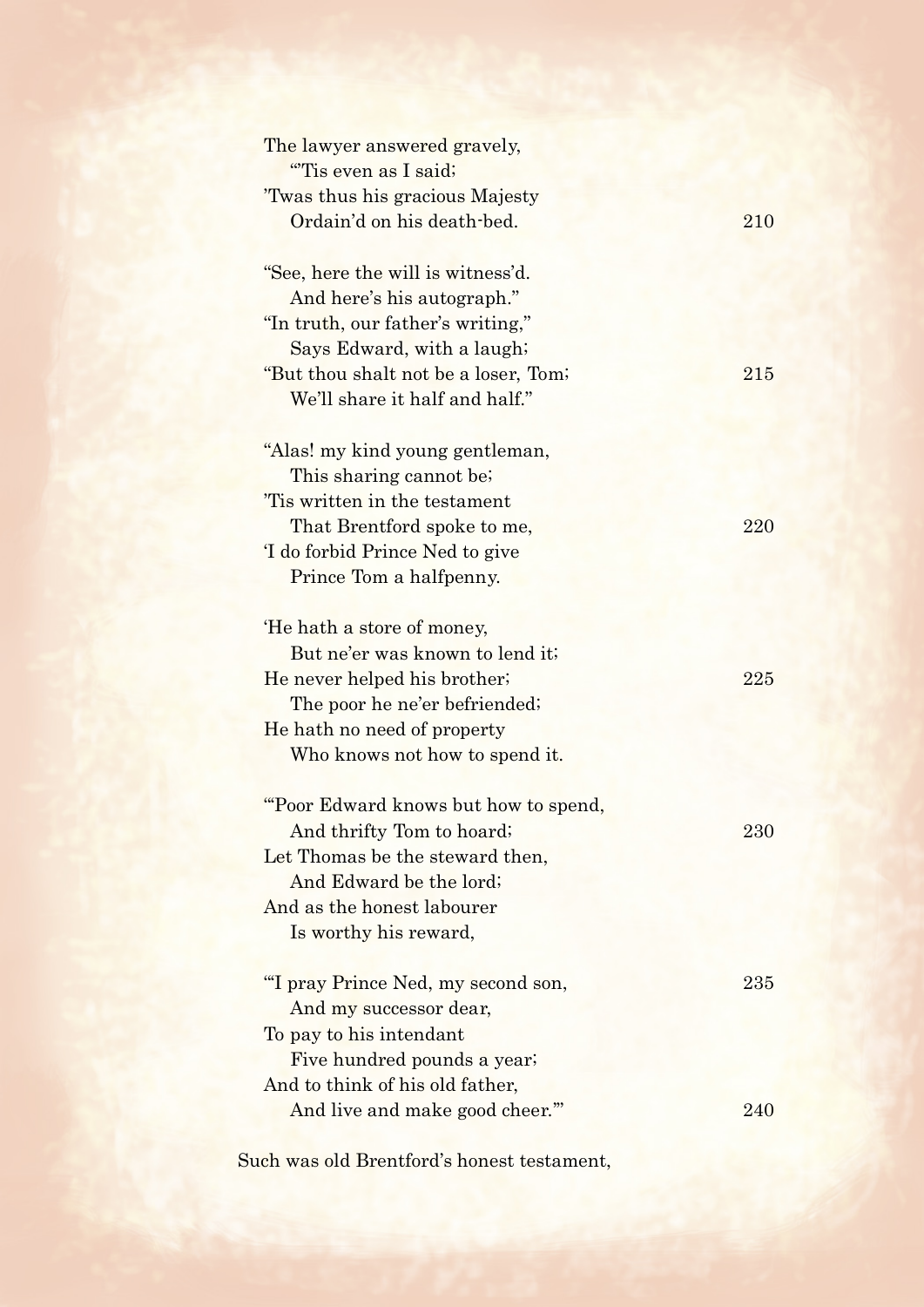The lawyer answered gravely,  
&nbsp;&nbsp;&nbsp;&nbsp;"'Tis even as I said;  
'Twas thus his gracious Majesty  
&nbsp;&nbsp;&nbsp;&nbsp;Ordain'd on his death-bed. &nbsp;&nbsp;&nbsp;&nbsp;210

"See, here the will is witness'd.  
&nbsp;&nbsp;&nbsp;&nbsp;And here's his autograph."  
"In truth, our father's writing,"  
&nbsp;&nbsp;&nbsp;&nbsp;Says Edward, with a laugh;  
"But thou shalt not be a loser, Tom; &nbsp;&nbsp;&nbsp;&nbsp;215  
&nbsp;&nbsp;&nbsp;&nbsp;We'll share it half and half."

"Alas! my kind young gentleman,  
&nbsp;&nbsp;&nbsp;&nbsp;This sharing cannot be;  
'Tis written in the testament  
&nbsp;&nbsp;&nbsp;&nbsp;That Brentford spoke to me, &nbsp;&nbsp;&nbsp;&nbsp;220  
'I do forbid Prince Ned to give  
&nbsp;&nbsp;&nbsp;&nbsp;Prince Tom a halfpenny.

'He hath a store of money,  
&nbsp;&nbsp;&nbsp;&nbsp;But ne'er was known to lend it;  
He never helped his brother; &nbsp;&nbsp;&nbsp;&nbsp;225  
&nbsp;&nbsp;&nbsp;&nbsp;The poor he ne'er befriended;  
He hath no need of property  
&nbsp;&nbsp;&nbsp;&nbsp;Who knows not how to spend it.

"'Poor Edward knows but how to spend,  
&nbsp;&nbsp;&nbsp;&nbsp;And thrifty Tom to hoard; &nbsp;&nbsp;&nbsp;&nbsp;230  
Let Thomas be the steward then,  
&nbsp;&nbsp;&nbsp;&nbsp;And Edward be the lord;  
And as the honest labourer  
&nbsp;&nbsp;&nbsp;&nbsp;Is worthy his reward,

"'I pray Prince Ned, my second son, &nbsp;&nbsp;&nbsp;&nbsp;235  
&nbsp;&nbsp;&nbsp;&nbsp;And my successor dear,  
To pay to his intendant  
&nbsp;&nbsp;&nbsp;&nbsp;Five hundred pounds a year;  
And to think of his old father,  
&nbsp;&nbsp;&nbsp;&nbsp;And live and make good cheer.'" &nbsp;&nbsp;&nbsp;&nbsp;240

Such was old Brentford's honest testament,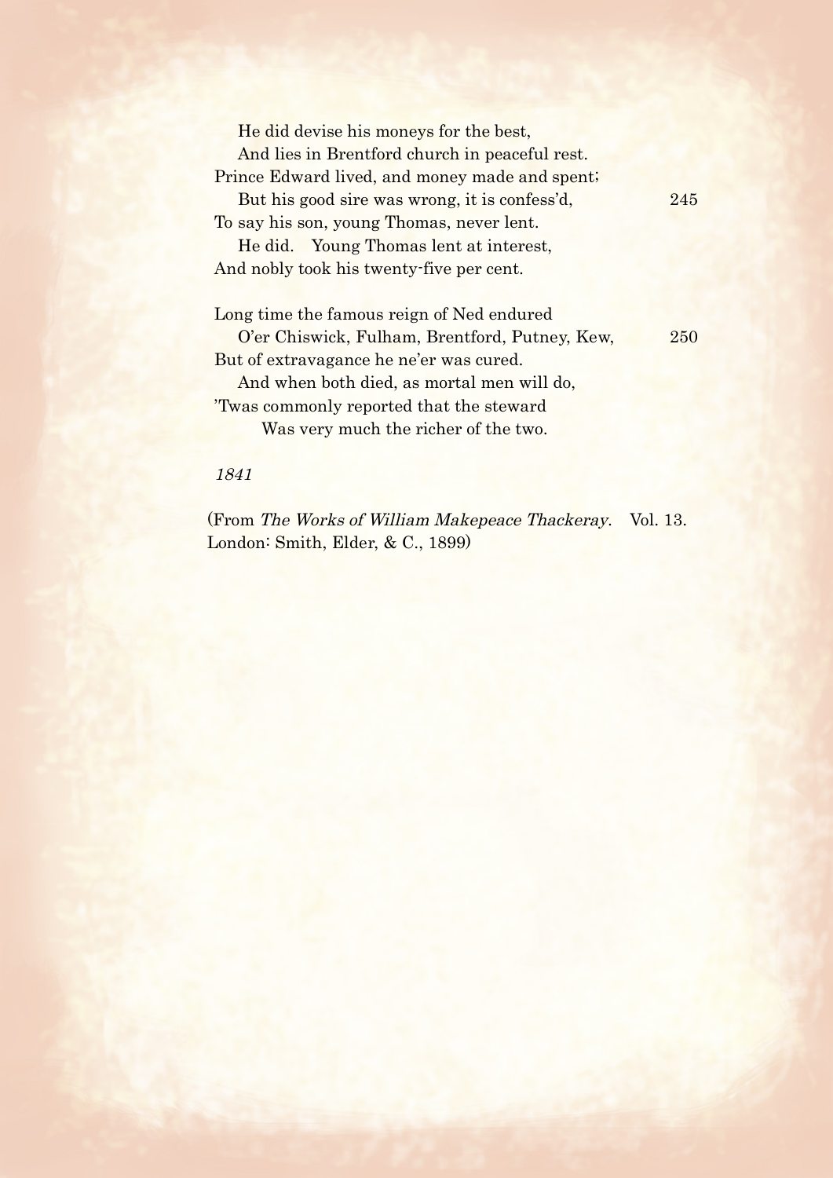He did devise his moneys for the best,  
And lies in Brentford church in peaceful rest.  
Prince Edward lived, and money made and spent;  
But his good sire was wrong, it is confess'd, 245  
To say his son, young Thomas, never lent.  
He did. Young Thomas lent at interest,  
And nobly took his twenty-five per cent.

Long time the famous reign of Ned endured  
O'er Chiswick, Fulham, Brentford, Putney, Kew, 250  
But of extravagance he ne'er was cured.  
And when both died, as mortal men will do,  
'Twas commonly reported that the steward  
Was very much the richer of the two.

*1841*

(From *The Works of William Makepeace Thackeray*. Vol. 13. London: Smith, Elder, & C., 1899)